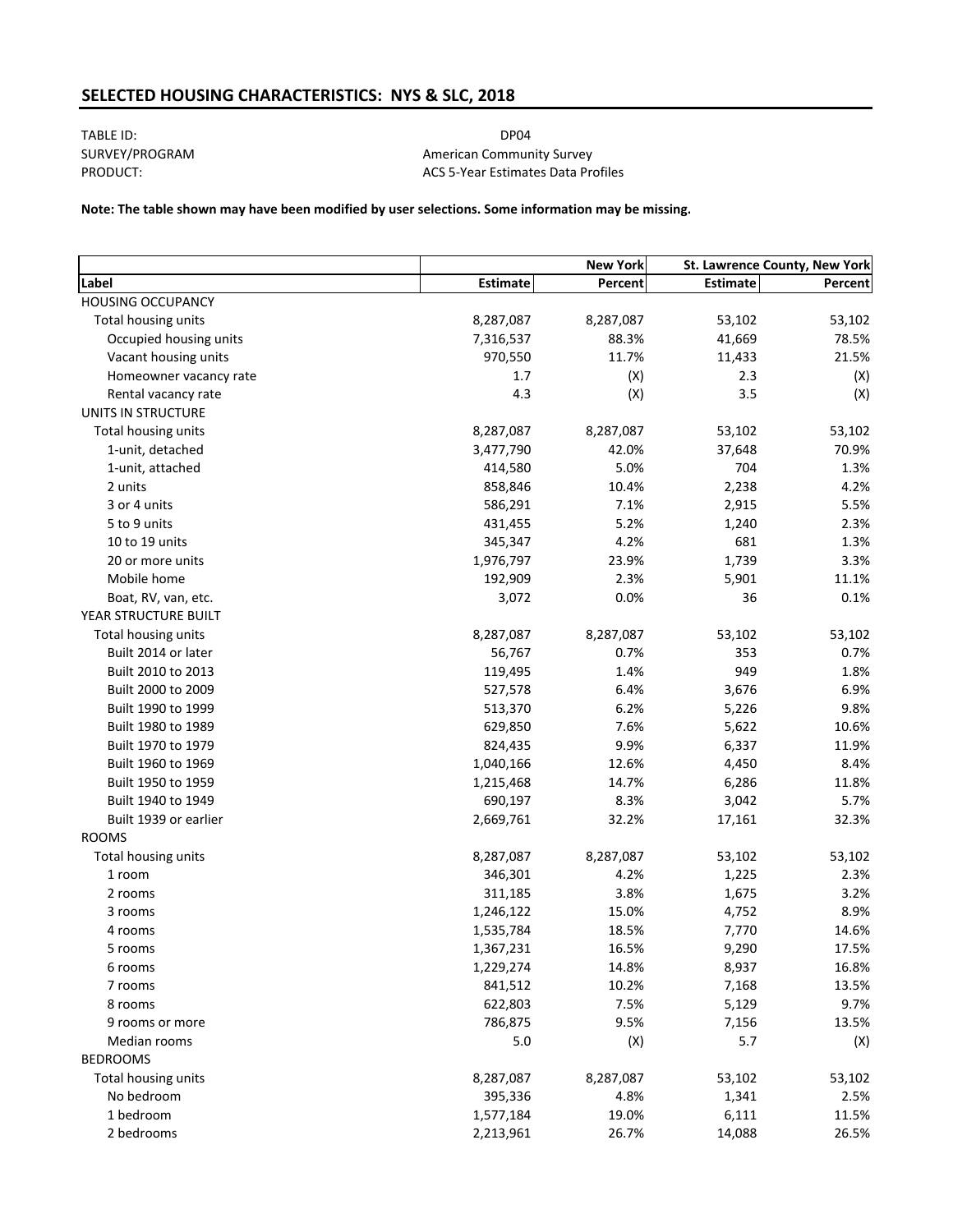## SELECTED HOUSING CHARACTERISTICS: NYS & SLC, 2018

| | |
|---|---|
| TABLE ID: | DP04 |
| SURVEY/PROGRAM | American Community Survey |
| PRODUCT: | ACS 5-Year Estimates Data Profiles |

**Note: The table shown may have been modified by user selections. Some information may be missing.**

| | New York | | St. Lawrence County, New York | |
|---|---|---|---|---|
| **Label** | **Estimate** | **Percent** | **Estimate** | **Percent** |
| HOUSING OCCUPANCY | | | | |
| Total housing units | 8,287,087 | 8,287,087 | 53,102 | 53,102 |
| Occupied housing units | 7,316,537 | 88.3% | 41,669 | 78.5% |
| Vacant housing units | 970,550 | 11.7% | 11,433 | 21.5% |
| Homeowner vacancy rate | 1.7 | (X) | 2.3 | (X) |
| Rental vacancy rate | 4.3 | (X) | 3.5 | (X) |
| UNITS IN STRUCTURE | | | | |
| Total housing units | 8,287,087 | 8,287,087 | 53,102 | 53,102 |
| 1-unit, detached | 3,477,790 | 42.0% | 37,648 | 70.9% |
| 1-unit, attached | 414,580 | 5.0% | 704 | 1.3% |
| 2 units | 858,846 | 10.4% | 2,238 | 4.2% |
| 3 or 4 units | 586,291 | 7.1% | 2,915 | 5.5% |
| 5 to 9 units | 431,455 | 5.2% | 1,240 | 2.3% |
| 10 to 19 units | 345,347 | 4.2% | 681 | 1.3% |
| 20 or more units | 1,976,797 | 23.9% | 1,739 | 3.3% |
| Mobile home | 192,909 | 2.3% | 5,901 | 11.1% |
| Boat, RV, van, etc. | 3,072 | 0.0% | 36 | 0.1% |
| YEAR STRUCTURE BUILT | | | | |
| Total housing units | 8,287,087 | 8,287,087 | 53,102 | 53,102 |
| Built 2014 or later | 56,767 | 0.7% | 353 | 0.7% |
| Built 2010 to 2013 | 119,495 | 1.4% | 949 | 1.8% |
| Built 2000 to 2009 | 527,578 | 6.4% | 3,676 | 6.9% |
| Built 1990 to 1999 | 513,370 | 6.2% | 5,226 | 9.8% |
| Built 1980 to 1989 | 629,850 | 7.6% | 5,622 | 10.6% |
| Built 1970 to 1979 | 824,435 | 9.9% | 6,337 | 11.9% |
| Built 1960 to 1969 | 1,040,166 | 12.6% | 4,450 | 8.4% |
| Built 1950 to 1959 | 1,215,468 | 14.7% | 6,286 | 11.8% |
| Built 1940 to 1949 | 690,197 | 8.3% | 3,042 | 5.7% |
| Built 1939 or earlier | 2,669,761 | 32.2% | 17,161 | 32.3% |
| ROOMS | | | | |
| Total housing units | 8,287,087 | 8,287,087 | 53,102 | 53,102 |
| 1 room | 346,301 | 4.2% | 1,225 | 2.3% |
| 2 rooms | 311,185 | 3.8% | 1,675 | 3.2% |
| 3 rooms | 1,246,122 | 15.0% | 4,752 | 8.9% |
| 4 rooms | 1,535,784 | 18.5% | 7,770 | 14.6% |
| 5 rooms | 1,367,231 | 16.5% | 9,290 | 17.5% |
| 6 rooms | 1,229,274 | 14.8% | 8,937 | 16.8% |
| 7 rooms | 841,512 | 10.2% | 7,168 | 13.5% |
| 8 rooms | 622,803 | 7.5% | 5,129 | 9.7% |
| 9 rooms or more | 786,875 | 9.5% | 7,156 | 13.5% |
| Median rooms | 5.0 | (X) | 5.7 | (X) |
| BEDROOMS | | | | |
| Total housing units | 8,287,087 | 8,287,087 | 53,102 | 53,102 |
| No bedroom | 395,336 | 4.8% | 1,341 | 2.5% |
| 1 bedroom | 1,577,184 | 19.0% | 6,111 | 11.5% |
| 2 bedrooms | 2,213,961 | 26.7% | 14,088 | 26.5% |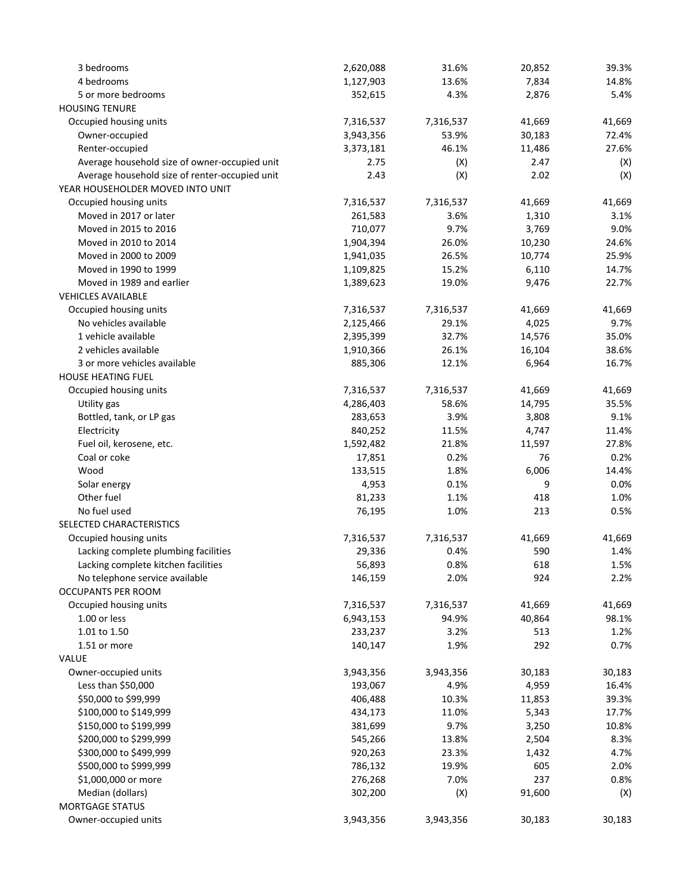| | | | | |
|---|---|---|---|---|
| 3 bedrooms | 2,620,088 | 31.6% | 20,852 | 39.3% |
| 4 bedrooms | 1,127,903 | 13.6% | 7,834 | 14.8% |
| 5 or more bedrooms | 352,615 | 4.3% | 2,876 | 5.4% |
| HOUSING TENURE | | | | |
| Occupied housing units | 7,316,537 | 7,316,537 | 41,669 | 41,669 |
| Owner-occupied | 3,943,356 | 53.9% | 30,183 | 72.4% |
| Renter-occupied | 3,373,181 | 46.1% | 11,486 | 27.6% |
| Average household size of owner-occupied unit | 2.75 | (X) | 2.47 | (X) |
| Average household size of renter-occupied unit | 2.43 | (X) | 2.02 | (X) |
| YEAR HOUSEHOLDER MOVED INTO UNIT | | | | |
| Occupied housing units | 7,316,537 | 7,316,537 | 41,669 | 41,669 |
| Moved in 2017 or later | 261,583 | 3.6% | 1,310 | 3.1% |
| Moved in 2015 to 2016 | 710,077 | 9.7% | 3,769 | 9.0% |
| Moved in 2010 to 2014 | 1,904,394 | 26.0% | 10,230 | 24.6% |
| Moved in 2000 to 2009 | 1,941,035 | 26.5% | 10,774 | 25.9% |
| Moved in 1990 to 1999 | 1,109,825 | 15.2% | 6,110 | 14.7% |
| Moved in 1989 and earlier | 1,389,623 | 19.0% | 9,476 | 22.7% |
| VEHICLES AVAILABLE | | | | |
| Occupied housing units | 7,316,537 | 7,316,537 | 41,669 | 41,669 |
| No vehicles available | 2,125,466 | 29.1% | 4,025 | 9.7% |
| 1 vehicle available | 2,395,399 | 32.7% | 14,576 | 35.0% |
| 2 vehicles available | 1,910,366 | 26.1% | 16,104 | 38.6% |
| 3 or more vehicles available | 885,306 | 12.1% | 6,964 | 16.7% |
| HOUSE HEATING FUEL | | | | |
| Occupied housing units | 7,316,537 | 7,316,537 | 41,669 | 41,669 |
| Utility gas | 4,286,403 | 58.6% | 14,795 | 35.5% |
| Bottled, tank, or LP gas | 283,653 | 3.9% | 3,808 | 9.1% |
| Electricity | 840,252 | 11.5% | 4,747 | 11.4% |
| Fuel oil, kerosene, etc. | 1,592,482 | 21.8% | 11,597 | 27.8% |
| Coal or coke | 17,851 | 0.2% | 76 | 0.2% |
| Wood | 133,515 | 1.8% | 6,006 | 14.4% |
| Solar energy | 4,953 | 0.1% | 9 | 0.0% |
| Other fuel | 81,233 | 1.1% | 418 | 1.0% |
| No fuel used | 76,195 | 1.0% | 213 | 0.5% |
| SELECTED CHARACTERISTICS | | | | |
| Occupied housing units | 7,316,537 | 7,316,537 | 41,669 | 41,669 |
| Lacking complete plumbing facilities | 29,336 | 0.4% | 590 | 1.4% |
| Lacking complete kitchen facilities | 56,893 | 0.8% | 618 | 1.5% |
| No telephone service available | 146,159 | 2.0% | 924 | 2.2% |
| OCCUPANTS PER ROOM | | | | |
| Occupied housing units | 7,316,537 | 7,316,537 | 41,669 | 41,669 |
| 1.00 or less | 6,943,153 | 94.9% | 40,864 | 98.1% |
| 1.01 to 1.50 | 233,237 | 3.2% | 513 | 1.2% |
| 1.51 or more | 140,147 | 1.9% | 292 | 0.7% |
| VALUE | | | | |
| Owner-occupied units | 3,943,356 | 3,943,356 | 30,183 | 30,183 |
| Less than $50,000 | 193,067 | 4.9% | 4,959 | 16.4% |
| $50,000 to $99,999 | 406,488 | 10.3% | 11,853 | 39.3% |
| $100,000 to $149,999 | 434,173 | 11.0% | 5,343 | 17.7% |
| $150,000 to $199,999 | 381,699 | 9.7% | 3,250 | 10.8% |
| $200,000 to $299,999 | 545,266 | 13.8% | 2,504 | 8.3% |
| $300,000 to $499,999 | 920,263 | 23.3% | 1,432 | 4.7% |
| $500,000 to $999,999 | 786,132 | 19.9% | 605 | 2.0% |
| $1,000,000 or more | 276,268 | 7.0% | 237 | 0.8% |
| Median (dollars) | 302,200 | (X) | 91,600 | (X) |
| MORTGAGE STATUS | | | | |
| Owner-occupied units | 3,943,356 | 3,943,356 | 30,183 | 30,183 |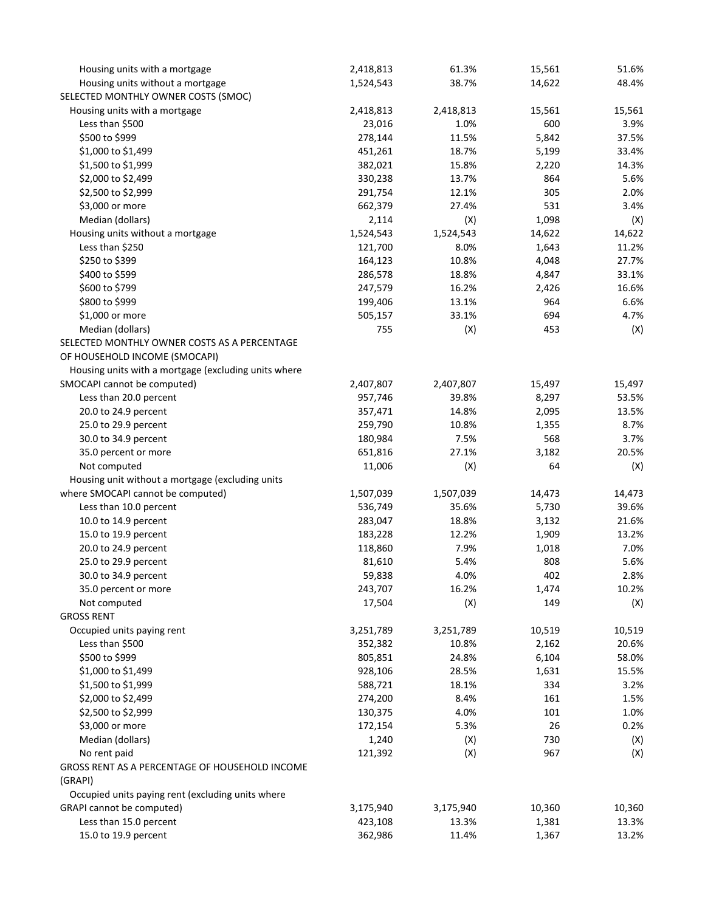| | | | | |
|---|---|---|---|---|
| Housing units with a mortgage | 2,418,813 | 61.3% | 15,561 | 51.6% |
| Housing units without a mortgage | 1,524,543 | 38.7% | 14,622 | 48.4% |
| SELECTED MONTHLY OWNER COSTS (SMOC) | | | | |
| Housing units with a mortgage | 2,418,813 | 2,418,813 | 15,561 | 15,561 |
| Less than $500 | 23,016 | 1.0% | 600 | 3.9% |
| $500 to $999 | 278,144 | 11.5% | 5,842 | 37.5% |
| $1,000 to $1,499 | 451,261 | 18.7% | 5,199 | 33.4% |
| $1,500 to $1,999 | 382,021 | 15.8% | 2,220 | 14.3% |
| $2,000 to $2,499 | 330,238 | 13.7% | 864 | 5.6% |
| $2,500 to $2,999 | 291,754 | 12.1% | 305 | 2.0% |
| $3,000 or more | 662,379 | 27.4% | 531 | 3.4% |
| Median (dollars) | 2,114 | (X) | 1,098 | (X) |
| Housing units without a mortgage | 1,524,543 | 1,524,543 | 14,622 | 14,622 |
| Less than $250 | 121,700 | 8.0% | 1,643 | 11.2% |
| $250 to $399 | 164,123 | 10.8% | 4,048 | 27.7% |
| $400 to $599 | 286,578 | 18.8% | 4,847 | 33.1% |
| $600 to $799 | 247,579 | 16.2% | 2,426 | 16.6% |
| $800 to $999 | 199,406 | 13.1% | 964 | 6.6% |
| $1,000 or more | 505,157 | 33.1% | 694 | 4.7% |
| Median (dollars) | 755 | (X) | 453 | (X) |
| SELECTED MONTHLY OWNER COSTS AS A PERCENTAGE OF HOUSEHOLD INCOME (SMOCAPI) | | | | |
| Housing units with a mortgage (excluding units where SMOCAPI cannot be computed) | 2,407,807 | 2,407,807 | 15,497 | 15,497 |
| Less than 20.0 percent | 957,746 | 39.8% | 8,297 | 53.5% |
| 20.0 to 24.9 percent | 357,471 | 14.8% | 2,095 | 13.5% |
| 25.0 to 29.9 percent | 259,790 | 10.8% | 1,355 | 8.7% |
| 30.0 to 34.9 percent | 180,984 | 7.5% | 568 | 3.7% |
| 35.0 percent or more | 651,816 | 27.1% | 3,182 | 20.5% |
| Not computed | 11,006 | (X) | 64 | (X) |
| Housing unit without a mortgage (excluding units where SMOCAPI cannot be computed) | 1,507,039 | 1,507,039 | 14,473 | 14,473 |
| Less than 10.0 percent | 536,749 | 35.6% | 5,730 | 39.6% |
| 10.0 to 14.9 percent | 283,047 | 18.8% | 3,132 | 21.6% |
| 15.0 to 19.9 percent | 183,228 | 12.2% | 1,909 | 13.2% |
| 20.0 to 24.9 percent | 118,860 | 7.9% | 1,018 | 7.0% |
| 25.0 to 29.9 percent | 81,610 | 5.4% | 808 | 5.6% |
| 30.0 to 34.9 percent | 59,838 | 4.0% | 402 | 2.8% |
| 35.0 percent or more | 243,707 | 16.2% | 1,474 | 10.2% |
| Not computed | 17,504 | (X) | 149 | (X) |
| GROSS RENT | | | | |
| Occupied units paying rent | 3,251,789 | 3,251,789 | 10,519 | 10,519 |
| Less than $500 | 352,382 | 10.8% | 2,162 | 20.6% |
| $500 to $999 | 805,851 | 24.8% | 6,104 | 58.0% |
| $1,000 to $1,499 | 928,106 | 28.5% | 1,631 | 15.5% |
| $1,500 to $1,999 | 588,721 | 18.1% | 334 | 3.2% |
| $2,000 to $2,499 | 274,200 | 8.4% | 161 | 1.5% |
| $2,500 to $2,999 | 130,375 | 4.0% | 101 | 1.0% |
| $3,000 or more | 172,154 | 5.3% | 26 | 0.2% |
| Median (dollars) | 1,240 | (X) | 730 | (X) |
| No rent paid | 121,392 | (X) | 967 | (X) |
| GROSS RENT AS A PERCENTAGE OF HOUSEHOLD INCOME (GRAPI) | | | | |
| Occupied units paying rent (excluding units where GRAPI cannot be computed) | 3,175,940 | 3,175,940 | 10,360 | 10,360 |
| Less than 15.0 percent | 423,108 | 13.3% | 1,381 | 13.3% |
| 15.0 to 19.9 percent | 362,986 | 11.4% | 1,367 | 13.2% |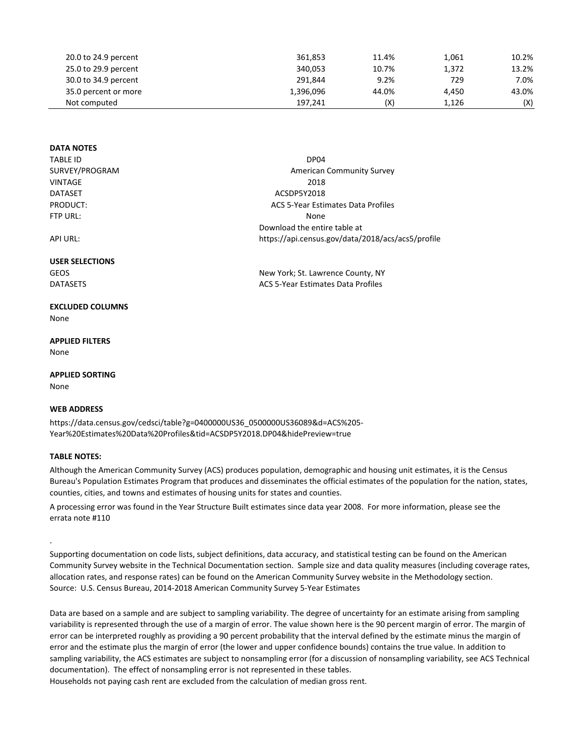| | | | | |
|---|---|---|---|---|
| 20.0 to 24.9 percent | 361,853 | 11.4% | 1,061 | 10.2% |
| 25.0 to 29.9 percent | 340,053 | 10.7% | 1,372 | 13.2% |
| 30.0 to 34.9 percent | 291,844 | 9.2% | 729 | 7.0% |
| 35.0 percent or more | 1,396,096 | 44.0% | 4,450 | 43.0% |
| Not computed | 197,241 | (X) | 1,126 | (X) |

**DATA NOTES**

| | |
|---|---|
| TABLE ID | DP04 |
| SURVEY/PROGRAM | American Community Survey |
| VINTAGE | 2018 |
| DATASET | ACSDP5Y2018 |
| PRODUCT: | ACS 5-Year Estimates Data Profiles |
| FTP URL: | None |
| | Download the entire table at |
| API URL: | https://api.census.gov/data/2018/acs/acs5/profile |

**USER SELECTIONS**

| | |
|---|---|
| GEOS | New York; St. Lawrence County, NY |
| DATASETS | ACS 5-Year Estimates Data Profiles |

**EXCLUDED COLUMNS**

None

**APPLIED FILTERS**

None

**APPLIED SORTING**

None

**WEB ADDRESS**

https://data.census.gov/cedsci/table?g=0400000US36_0500000US36089&d=ACS%205-Year%20Estimates%20Data%20Profiles&tid=ACSDP5Y2018.DP04&hidePreview=true

**TABLE NOTES:**

Although the American Community Survey (ACS) produces population, demographic and housing unit estimates, it is the Census Bureau's Population Estimates Program that produces and disseminates the official estimates of the population for the nation, states, counties, cities, and towns and estimates of housing units for states and counties.

A processing error was found in the Year Structure Built estimates since data year 2008. For more information, please see the errata note #110

.

Supporting documentation on code lists, subject definitions, data accuracy, and statistical testing can be found on the American Community Survey website in the Technical Documentation section. Sample size and data quality measures (including coverage rates, allocation rates, and response rates) can be found on the American Community Survey website in the Methodology section.
Source: U.S. Census Bureau, 2014-2018 American Community Survey 5-Year Estimates

Data are based on a sample and are subject to sampling variability. The degree of uncertainty for an estimate arising from sampling variability is represented through the use of a margin of error. The value shown here is the 90 percent margin of error. The margin of error can be interpreted roughly as providing a 90 percent probability that the interval defined by the estimate minus the margin of error and the estimate plus the margin of error (the lower and upper confidence bounds) contains the true value. In addition to sampling variability, the ACS estimates are subject to nonsampling error (for a discussion of nonsampling variability, see ACS Technical documentation). The effect of nonsampling error is not represented in these tables.
Households not paying cash rent are excluded from the calculation of median gross rent.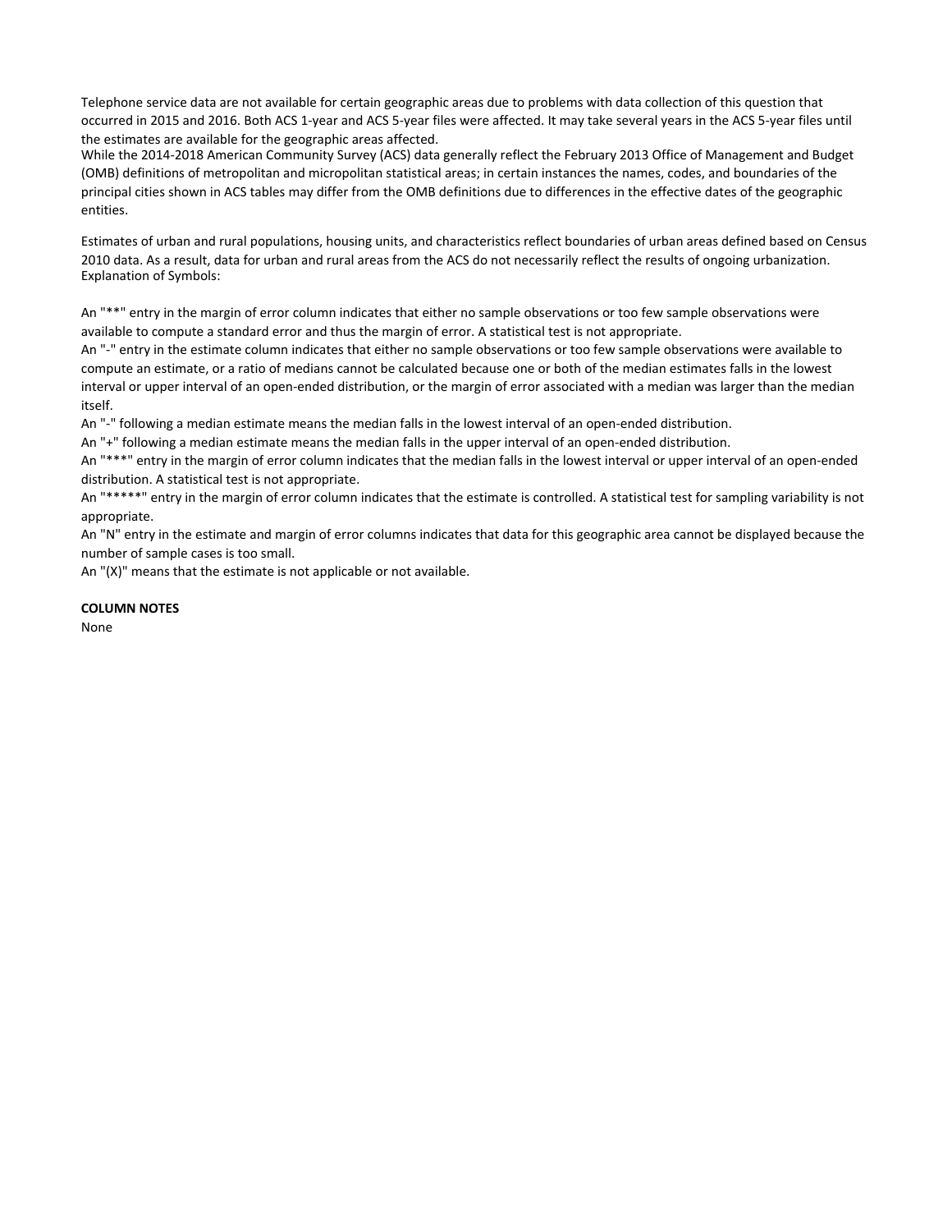Telephone service data are not available for certain geographic areas due to problems with data collection of this question that occurred in 2015 and 2016. Both ACS 1-year and ACS 5-year files were affected. It may take several years in the ACS 5-year files until the estimates are available for the geographic areas affected.

While the 2014-2018 American Community Survey (ACS) data generally reflect the February 2013 Office of Management and Budget (OMB) definitions of metropolitan and micropolitan statistical areas; in certain instances the names, codes, and boundaries of the principal cities shown in ACS tables may differ from the OMB definitions due to differences in the effective dates of the geographic entities.

Estimates of urban and rural populations, housing units, and characteristics reflect boundaries of urban areas defined based on Census 2010 data. As a result, data for urban and rural areas from the ACS do not necessarily reflect the results of ongoing urbanization.

Explanation of Symbols:

An "**" entry in the margin of error column indicates that either no sample observations or too few sample observations were available to compute a standard error and thus the margin of error. A statistical test is not appropriate.

An "-" entry in the estimate column indicates that either no sample observations or too few sample observations were available to compute an estimate, or a ratio of medians cannot be calculated because one or both of the median estimates falls in the lowest interval or upper interval of an open-ended distribution, or the margin of error associated with a median was larger than the median itself.

An "-" following a median estimate means the median falls in the lowest interval of an open-ended distribution.

An "+" following a median estimate means the median falls in the upper interval of an open-ended distribution.

An "***" entry in the margin of error column indicates that the median falls in the lowest interval or upper interval of an open-ended distribution. A statistical test is not appropriate.

An "*****" entry in the margin of error column indicates that the estimate is controlled. A statistical test for sampling variability is not appropriate.

An "N" entry in the estimate and margin of error columns indicates that data for this geographic area cannot be displayed because the number of sample cases is too small.

An "(X)" means that the estimate is not applicable or not available.

**COLUMN NOTES**

None